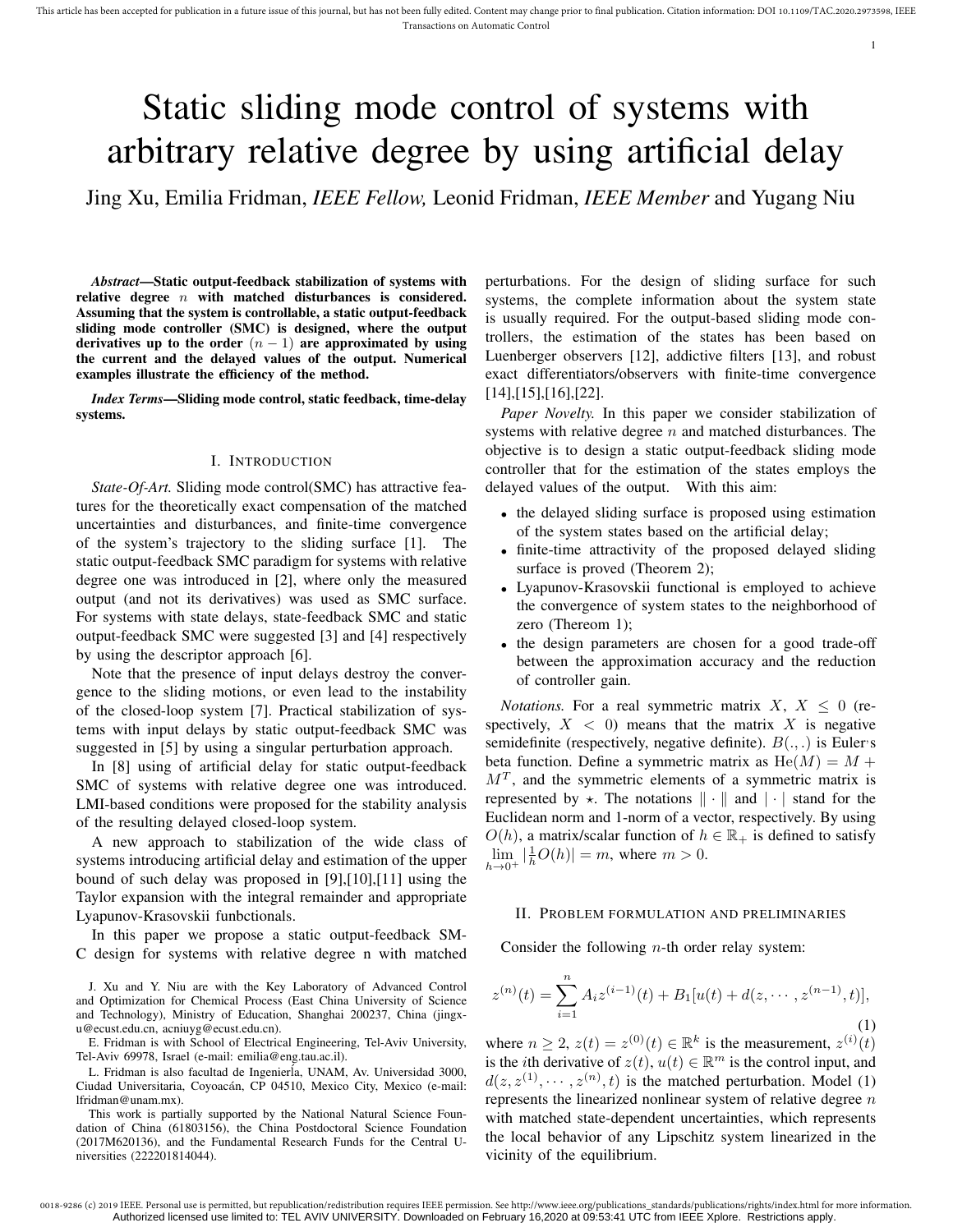# Static sliding mode control of systems with arbitrary relative degree by using artificial delay

Jing Xu, Emilia Fridman, *IEEE Fellow,* Leonid Fridman, *IEEE Member* and Yugang Niu

***Abstract*—Static output-feedback stabilization of systems with relative degree $n$ with matched disturbances is considered. Assuming that the system is controllable, a static output-feedback sliding mode controller (SMC) is designed, where the output derivatives up to the order $(n-1)$ are approximated by using the current and the delayed values of the output. Numerical examples illustrate the efficiency of the method.**

***Index Terms*—Sliding mode control, static feedback, time-delay systems.**

## I. Introduction

*State-Of-Art.* Sliding mode control(SMC) has attractive features for the theoretically exact compensation of the matched uncertainties and disturbances, and finite-time convergence of the system's trajectory to the sliding surface [1]. The static output-feedback SMC paradigm for systems with relative degree one was introduced in [2], where only the measured output (and not its derivatives) was used as SMC surface. For systems with state delays, state-feedback SMC and static output-feedback SMC were suggested [3] and [4] respectively by using the descriptor approach [6].

Note that the presence of input delays destroy the convergence to the sliding motions, or even lead to the instability of the closed-loop system [7]. Practical stabilization of systems with input delays by static output-feedback SMC was suggested in [5] by using a singular perturbation approach.

In [8] using of artificial delay for static output-feedback SMC of systems with relative degree one was introduced. LMI-based conditions were proposed for the stability analysis of the resulting delayed closed-loop system.

A new approach to stabilization of the wide class of systems introducing artificial delay and estimation of the upper bound of such delay was proposed in [9],[10],[11] using the Taylor expansion with the integral remainder and appropriate Lyapunov-Krasovskii funbctionals.

In this paper we propose a static output-feedback SMC design for systems with relative degree n with matched perturbations. For the design of sliding surface for such systems, the complete information about the system state is usually required. For the output-based sliding mode controllers, the estimation of the states has been based on Luenberger observers [12], addictive filters [13], and robust exact differentiators/observers with finite-time convergence [14],[15],[16],[22].

*Paper Novelty.* In this paper we consider stabilization of systems with relative degree $n$ and matched disturbances. The objective is to design a static output-feedback sliding mode controller that for the estimation of the states employs the delayed values of the output. With this aim:

- the delayed sliding surface is proposed using estimation of the system states based on the artificial delay;
- finite-time attractivity of the proposed delayed sliding surface is proved (Theorem 2);
- Lyapunov-Krasovskii functional is employed to achieve the convergence of system states to the neighborhood of zero (Thereom 1);
- the design parameters are chosen for a good trade-off between the approximation accuracy and the reduction of controller gain.

*Notations.* For a real symmetric matrix $X$, $X \leq 0$ (respectively, $X < 0$) means that the matrix $X$ is negative semidefinite (respectively, negative definite). $B(.,.)$ is Euler's beta function. Define a symmetric matrix as $\mathrm{He}(M) = M + M^T$, and the symmetric elements of a symmetric matrix is represented by $\star$. The notations $\|\cdot\|$ and $|\cdot|$ stand for the Euclidean norm and 1-norm of a vector, respectively. By using $O(h)$, a matrix/scalar function of $h \in \mathbb{R}_+$ is defined to satisfy $\lim_{h\to 0^+} |\frac{1}{h}O(h)| = m$, where $m > 0$.

## II. Problem formulation and preliminaries

Consider the following $n$-th order relay system:

$$z^{(n)}(t) = \sum_{i=1}^{n} A_i z^{(i-1)}(t) + B_1[u(t) + d(z, \cdots, z^{(n-1)}, t)], \tag{1}$$

where $n \geq 2$, $z(t) = z^{(0)}(t) \in \mathbb{R}^k$ is the measurement, $z^{(i)}(t)$ is the $i$th derivative of $z(t)$, $u(t) \in \mathbb{R}^m$ is the control input, and $d(z, z^{(1)}, \cdots, z^{(n)}, t)$ is the matched perturbation. Model (1) represents the linearized nonlinear system of relative degree $n$ with matched state-dependent uncertainties, which represents the local behavior of any Lipschitz system linearized in the vicinity of the equilibrium.

J. Xu and Y. Niu are with the Key Laboratory of Advanced Control and Optimization for Chemical Process (East China University of Science and Technology), Ministry of Education, Shanghai 200237, China (jingxu@ecust.edu.cn, acniuyg@ecust.edu.cn).

E. Fridman is with School of Electrical Engineering, Tel-Aviv University, Tel-Aviv 69978, Israel (e-mail: emilia@eng.tau.ac.il).

L. Fridman is also facultad de Ingenierla, UNAM, Av. Universidad 3000, Ciudad Universitaria, Coyoacán, CP 04510, Mexico City, Mexico (e-mail: lfridman@unam.mx).

This work is partially supported by the National Natural Science Foundation of China (61803156), the China Postdoctoral Science Foundation (2017M620136), and the Fundamental Research Funds for the Central Universities (222201814044).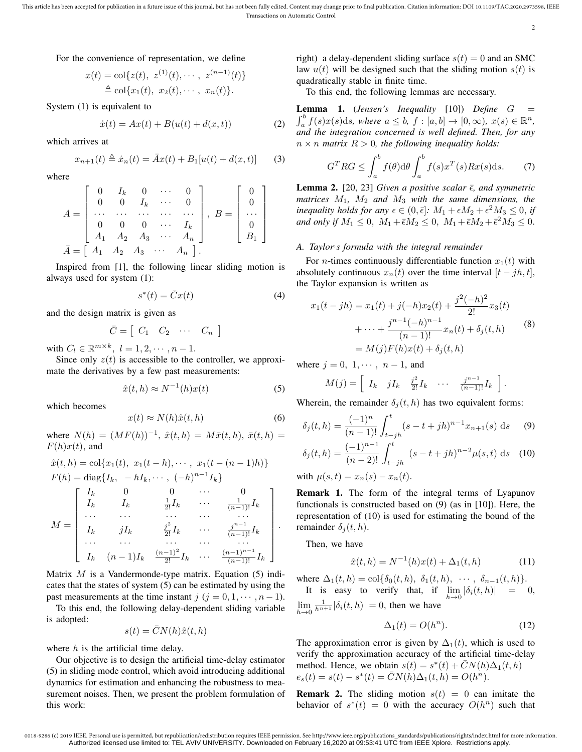For the convenience of representation, we define

$$x(t) = \text{col}\{z(t),\ z^{(1)}(t), \cdots,\ z^{(n-1)}(t)\}$$
$$\triangleq \text{col}\{x_1(t),\ x_2(t), \cdots,\ x_n(t)\}.$$

System (1) is equivalent to

$$\dot{x}(t) = Ax(t) + B(u(t) + d(x,t)) \tag{2}$$

which arrives at

$$x_{n+1}(t) \triangleq \dot{x}_n(t) = \bar{A}x(t) + B_1[u(t) + d(x,t)] \tag{3}$$

where

$$A = \begin{bmatrix} 0 & I_k & 0 & \cdots & 0 \\ 0 & 0 & I_k & \cdots & 0 \\ \cdots & \cdots & \cdots & \cdots & \cdots \\ 0 & 0 & 0 & \cdots & I_k \\ A_1 & A_2 & A_3 & \cdots & A_n \end{bmatrix},\ B = \begin{bmatrix} 0 \\ 0 \\ \cdots \\ 0 \\ B_1 \end{bmatrix}$$
$$\bar{A} = \begin{bmatrix} A_1 & A_2 & A_3 & \cdots & A_n \end{bmatrix}.$$

Inspired from [1], the following linear sliding motion is always used for system (1):

$$s^*(t) = \bar{C}x(t) \tag{4}$$

and the design matrix is given as

$$\bar{C} = \begin{bmatrix} C_1 & C_2 & \cdots & C_n \end{bmatrix}$$

with $C_l \in \mathbb{R}^{m\times k},\ l = 1, 2, \cdots, n-1$.

Since only $z(t)$ is accessible to the controller, we approximate the derivatives by a few past measurements:

$$\hat{x}(t,h) \approx N^{-1}(h)x(t) \tag{5}$$

which becomes

$$x(t) \approx N(h)\hat{x}(t,h) \tag{6}$$

where $N(h) = (MF(h))^{-1}$, $\hat{x}(t,h) = M\bar{x}(t,h)$, $\bar{x}(t,h) = F(h)x(t)$, and

$$\hat{x}(t,h) = \text{col}\{x_1(t),\ x_1(t-h), \cdots,\ x_1(t-(n-1)h)\}$$
$$F(h) = \text{diag}\{I_k,\ -hI_k, \cdots,\ (-h)^{n-1}I_k\}$$
$$M = \begin{bmatrix} I_k & 0 & 0 & \cdots & 0 \\ I_k & I_k & \frac{1}{2!}I_k & \cdots & \frac{1}{(n-1)!}I_k \\ \cdots & \cdots & \cdots & \cdots & \cdots \\ I_k & jI_k & \frac{j^2}{2!}I_k & \cdots & \frac{j^{n-1}}{(n-1)!}I_k \\ \cdots & \cdots & \cdots & \cdots & \cdots \\ I_k & (n-1)I_k & \frac{(n-1)^2}{2!}I_k & \cdots & \frac{(n-1)^{n-1}}{(n-1)!}I_k \end{bmatrix}.$$

Matrix $M$ is a Vandermonde-type matrix. Equation (5) indicates that the states of system (5) can be estimated by using the past measurements at the time instant $j$ ($j = 0, 1, \cdots, n-1$).

To this end, the following delay-dependent sliding variable is adopted:

$$s(t) = \bar{C}N(h)\hat{x}(t,h)$$

where $h$ is the artificial time delay.

Our objective is to design the artificial time-delay estimator (5) in sliding mode control, which avoid introducing additional dynamics for estimation and enhancing the robustness to measurement noises. Then, we present the problem formulation of this work: right) a delay-dependent sliding surface $s(t) = 0$ and an SMC law $u(t)$ will be designed such that the sliding motion $s(t)$ is quadratically stable in finite time.

To this end, the following lemmas are necessary.

**Lemma 1.** (*Jensen's Inequality* [10]) *Define $G = \int_a^b f(s)x(s)\text{d}s$, where $a \leq b$, $f : [a,b] \to [0,\infty)$, $x(s) \in \mathbb{R}^n$, and the integration concerned is well defined. Then, for any $n \times n$ matrix $R > 0$, the following inequality holds:*

$$G^T RG \leq \int_a^b f(\theta)\text{d}\theta \int_a^b f(s)x^T(s)Rx(s)\text{d}s. \tag{7}$$

**Lemma 2.** [20, 23] *Given a positive scalar $\bar{\epsilon}$, and symmetric matrices $M_1$, $M_2$ and $M_3$ with the same dimensions, the inequality holds for any $\epsilon \in (0, \bar{\epsilon}]$: $M_1 + \epsilon M_2 + \epsilon^2 M_3 \leq 0$, if and only if $M_1 \leq 0$, $M_1 + \bar{\epsilon}M_2 \leq 0$, $M_1 + \bar{\epsilon}M_2 + \bar{\epsilon}^2 M_3 \leq 0$.*

### A. Taylor's formula with the integral remainder

For $n$-times continuously differentiable function $x_1(t)$ with absolutely continuous $x_n(t)$ over the time interval $[t-jh, t]$, the Taylor expansion is written as

$$\begin{aligned} x_1(t-jh) &= x_1(t) + j(-h)x_2(t) + \frac{j^2(-h)^2}{2!}x_3(t) \\ &+ \cdots + \frac{j^{n-1}(-h)^{n-1}}{(n-1)!}x_n(t) + \delta_j(t,h) \\ &= M(j)F(h)x(t) + \delta_j(t,h) \end{aligned} \tag{8}$$

where $j = 0,\ 1, \cdots,\ n-1$, and

$$M(j) = \begin{bmatrix} I_k & jI_k & \frac{j^2}{2!}I_k & \cdots & \frac{j^{n-1}}{(n-1)!}I_k \end{bmatrix}.$$

Wherein, the remainder $\delta_j(t,h)$ has two equivalent forms:

$$\delta_j(t,h) = \frac{(-1)^n}{(n-1)!}\int_{t-jh}^{t} (s-t+jh)^{n-1}x_{n+1}(s)\ \text{d}s \tag{9}$$

$$\delta_j(t,h) = \frac{(-1)^{n-1}}{(n-2)!}\int_{t-jh}^{t} (s-t+jh)^{n-2}\mu(s,t)\ \text{d}s \tag{10}$$

with $\mu(s,t) = x_n(s) - x_n(t)$.

**Remark 1.** The form of the integral terms of Lyapunov functionals is constructed based on (9) (as in [10]). Here, the representation of (10) is used for estimating the bound of the remainder $\delta_j(t,h)$.

Then, we have

$$\hat{x}(t,h) = N^{-1}(h)x(t) + \Delta_1(t,h) \tag{11}$$

where $\Delta_1(t,h) = \text{col}\{\delta_0(t,h),\ \delta_1(t,h),\ \cdots,\ \delta_{n-1}(t,h)\}$.

It is easy to verify that, if $\lim\limits_{h\to 0}|\delta_i(t,h)| = 0$, $\lim\limits_{h\to 0}\frac{1}{h^{n+1}}|\delta_i(t,h)| = 0$, then we have

$$\Delta_1(t) = O(h^n). \tag{12}$$

The approximation error is given by $\Delta_1(t)$, which is used to verify the approximation accuracy of the artificial time-delay method. Hence, we obtain $s(t) = s^*(t) + \bar{C}N(h)\Delta_1(t,h)$ $e_s(t) = s(t) - s^*(t) = \bar{C}N(h)\Delta_1(t,h) = O(h^n)$.

**Remark 2.** The sliding motion $s(t) = 0$ can imitate the behavior of $s^*(t) = 0$ with the accuracy $O(h^n)$ such that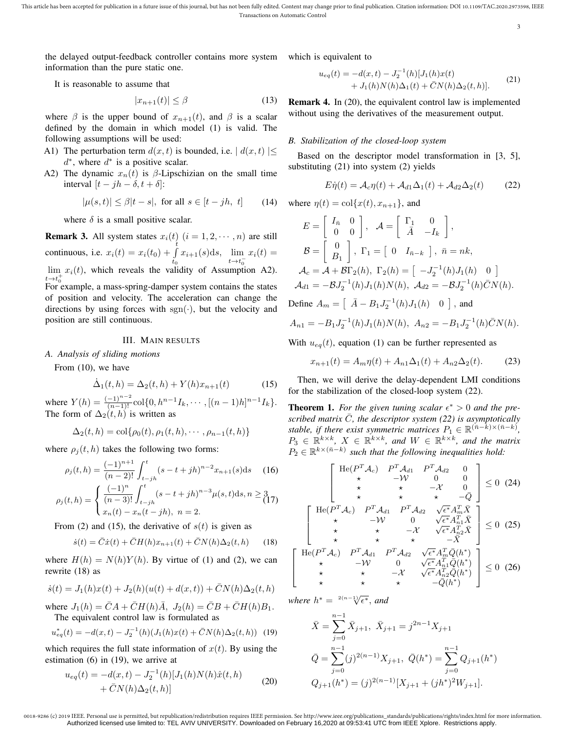the delayed output-feedback controller contains more system information than the pure static one.

It is reasonable to assume that

$$|x_{n+1}(t)| \leq \beta \tag{13}$$

where $\beta$ is the upper bound of $x_{n+1}(t)$, and $\beta$ is a scalar defined by the domain in which model (1) is valid. The following assumptions will be used:

A1) The perturbation term $d(x,t)$ is bounded, i.e. $| d(x,t) | \leq d^*$, where $d^*$ is a positive scalar.

A2) The dynamic $x_n(t)$ is $\beta$-Lipschizian on the small time interval $[t - jh - \delta, t + \delta]$:

$$|\mu(s,t)| \leq \beta |t - s|, \text{ for all } s \in [t - jh,\ t] \tag{14}$$

where $\delta$ is a small positive scalar.

**Remark 3.** All system states $x_i(t)$ $(i = 1, 2, \cdots, n)$ are still continuous, i.e. $x_i(t) = x_i(t_0) + \int_{t_0}^{t} x_{i+1}(s)\mathrm{d}s$, $\lim_{t\to t_0^-} x_i(t) = \lim_{t\to t_0^+} x_i(t)$, which reveals the validity of Assumption A2). For example, a mass-spring-damper system contains the states of position and velocity. The acceleration can change the directions by using forces with $\mathrm{sgn}(\cdot)$, but the velocity and position are still continuous.

## III. Main results

### A. Analysis of sliding motions

From (10), we have

$$\dot{\Delta}_1(t,h) = \Delta_2(t,h) + Y(h)x_{n+1}(t) \tag{15}$$

where $Y(h) = \frac{(-1)^{n-2}}{(n-1)!}\mathrm{col}\{0, h^{n-1}I_k, \cdots, [(n-1)h]^{n-1}I_k\}$. The form of $\Delta_2(t,h)$ is written as

$$\Delta_2(t,h) = \mathrm{col}\{\rho_0(t), \rho_1(t,h), \cdots, \rho_{n-1}(t,h)\}$$

where $\rho_j(t,h)$ takes the following two forms:

$$\rho_j(t,h) = \frac{(-1)^{n+1}}{(n-2)!}\int_{t-jh}^{t}(s - t + jh)^{n-2}x_{n+1}(s)\mathrm{d}s \tag{16}$$

$$\rho_j(t,h) = \begin{cases} \dfrac{(-1)^n}{(n-3)!}\displaystyle\int_{t-jh}^{t}(s - t + jh)^{n-3}\mu(s,t)\mathrm{d}s, n \geq 3 \\ x_n(t) - x_n(t - jh),\ n = 2. \end{cases} \tag{17}$$

From (2) and (15), the derivative of $s(t)$ is given as

$$\dot{s}(t) = \bar{C}\dot{x}(t) + \bar{C}H(h)x_{n+1}(t) + \bar{C}N(h)\Delta_2(t,h) \tag{18}$$

where $H(h) = N(h)Y(h)$. By virtue of (1) and (2), we can rewrite (18) as

$$\dot{s}(t) = J_1(h)x(t) + J_2(h)(u(t) + d(x,t)) + \bar{C}N(h)\Delta_2(t,h)$$

where $J_1(h) = \bar{C}A + \bar{C}H(h)\bar{A}$, $J_2(h) = \bar{C}B + \bar{C}H(h)B_1$.

The equivalent control law is formulated as

$$u_{eq}^*(t) = -d(x,t) - J_2^{-1}(h)(J_1(h)x(t) + \bar{C}N(h)\Delta_2(t,h)) \tag{19}$$

which requires the full state information of $x(t)$. By using the estimation (6) in (19), we arrive at

$$\begin{aligned} u_{eq}(t) = &-d(x,t) - J_2^{-1}(h)[J_1(h)N(h)\hat{x}(t,h) \\ &+ \bar{C}N(h)\Delta_2(t,h)] \end{aligned} \tag{20}$$

which is equivalent to

$$\begin{aligned} u_{eq}(t) = &-d(x,t) - J_2^{-1}(h)[J_1(h)x(t) \\ &+ J_1(h)N(h)\Delta_1(t) + \bar{C}N(h)\Delta_2(t,h)]. \end{aligned} \tag{21}$$

**Remark 4.** In (20), the equivalent control law is implemented without using the derivatives of the measurement output.

### B. Stabilization of the closed-loop system

Based on the descriptor model transformation in [3, 5], substituting (21) into system (2) yields

$$E\dot{\eta}(t) = \mathcal{A}_c\eta(t) + \mathcal{A}_{d1}\Delta_1(t) + \mathcal{A}_{d2}\Delta_2(t) \tag{22}$$

where $\eta(t) = \mathrm{col}\{x(t), x_{n+1}\}$, and

$$E = \begin{bmatrix} I_{\bar{n}} & 0 \\ 0 & 0 \end{bmatrix},\ \mathcal{A} = \begin{bmatrix} \Gamma_1 & 0 \\ \bar{A} & -I_k \end{bmatrix},$$

$$\mathcal{B} = \begin{bmatrix} 0 \\ B_1 \end{bmatrix},\ \Gamma_1 = \begin{bmatrix} 0 & I_{\bar{n}-k} \end{bmatrix},\ \bar{n} = nk,$$

$$\mathcal{A}_c = \mathcal{A} + \mathcal{B}\Gamma_2(h),\ \Gamma_2(h) = \begin{bmatrix} -J_2^{-1}(h)J_1(h) & 0 \end{bmatrix}$$

$$\mathcal{A}_{d1} = -\mathcal{B}J_2^{-1}(h)J_1(h)N(h),\ \mathcal{A}_{d2} = -\mathcal{B}J_2^{-1}(h)\bar{C}N(h).$$

Define $A_m = \begin{bmatrix} \bar{A} - B_1J_2^{-1}(h)J_1(h) & 0 \end{bmatrix}$, and

$$A_{n1} = -B_1J_2^{-1}(h)J_1(h)N(h),\ A_{n2} = -B_1J_2^{-1}(h)\bar{C}N(h).$$

With $u_{eq}(t)$, equation (1) can be further represented as

$$x_{n+1}(t) = A_m\eta(t) + A_{n1}\Delta_1(t) + A_{n2}\Delta_2(t). \tag{23}$$

Then, we will derive the delay-dependent LMI conditions for the stabilization of the closed-loop system (22).

**Theorem 1.** *For the given tuning scalar $\epsilon^* > 0$ and the prescribed matrix $\bar{C}$, the descriptor system (22) is asymptotically stable, if there exist symmetric matrices $P_1 \in \mathbb{R}^{(\bar{n}-k)\times(\bar{n}-k)}$, $P_3 \in \mathbb{R}^{k\times k}$, $X \in \mathbb{R}^{k\times k}$, and $W \in \mathbb{R}^{k\times k}$, and the matrix $P_2 \in \mathbb{R}^{k\times(\bar{n}-k)}$ such that the following inequalities hold:*

$$\begin{bmatrix} \mathrm{He}(P^T\mathcal{A}_c) & P^T\mathcal{A}_{d1} & P^T\mathcal{A}_{d2} & 0 \\ \star & -\mathcal{W} & 0 & 0 \\ \star & \star & -\mathcal{X} & 0 \\ \star & \star & \star & -\bar{Q} \end{bmatrix} \leq 0 \tag{24}$$

$$\begin{bmatrix} \mathrm{He}(P^T\mathcal{A}_c) & P^T\mathcal{A}_{d1} & P^T\mathcal{A}_{d2} & \sqrt{\epsilon^*}A_m^T\bar{X} \\ \star & -\mathcal{W} & 0 & \sqrt{\epsilon^*}A_{n1}^T\bar{X} \\ \star & \star & -\mathcal{X} & \sqrt{\epsilon^*}A_{n2}^T\bar{X} \\ \star & \star & \star & -\bar{X} \end{bmatrix} \leq 0 \tag{25}$$

$$\begin{bmatrix} \mathrm{He}(P^T\mathcal{A}_c) & P^T\mathcal{A}_{d1} & P^T\mathcal{A}_{d2} & \sqrt{\epsilon^*}A_m^T\bar{Q}(h^*) \\ \star & -\mathcal{W} & 0 & \sqrt{\epsilon^*}A_{n1}^T\bar{Q}(h^*) \\ \star & \star & -\mathcal{X} & \sqrt{\epsilon^*}A_{n2}^T\bar{Q}(h^*) \\ \star & \star & \star & -\bar{Q}(h^*) \end{bmatrix} \leq 0 \tag{26}$$

*where $h^* = \sqrt[2(n-1)]{\epsilon^*}$, and*

$$\bar{X} = \sum_{j=0}^{n-1}\bar{X}_{j+1},\ \bar{X}_{j+1} = j^{2n-1}X_{j+1}$$

$$\bar{Q} = \sum_{j=0}^{n-1}(j)^{2(n-1)}X_{j+1},\ \bar{Q}(h^*) = \sum_{j=0}^{n-1}Q_{j+1}(h^*)$$

$$Q_{j+1}(h^*) = (j)^{2(n-1)}[X_{j+1} + (jh^*)^2W_{j+1}].$$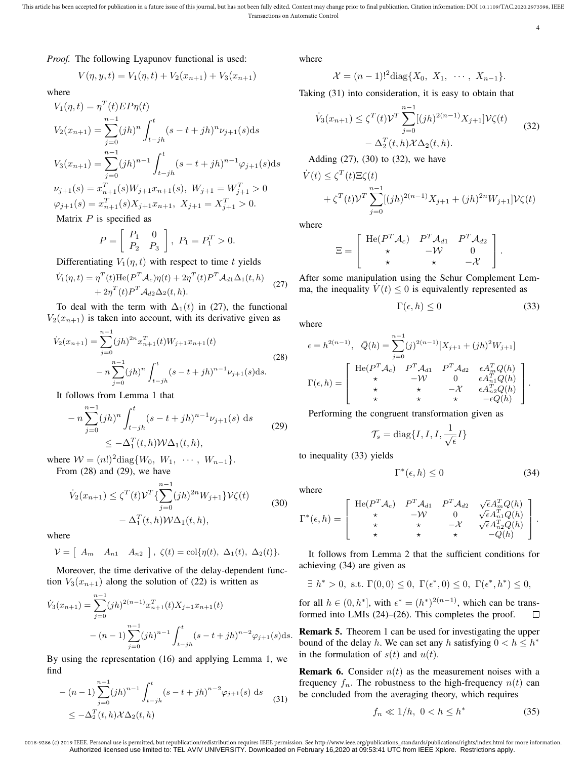*Proof.* The following Lyapunov functional is used:

$$V(\eta, y, t) = V_1(\eta, t) + V_2(x_{n+1}) + V_3(x_{n+1})$$

where

$$V_1(\eta, t) = \eta^T(t) EP\eta(t)$$
$$V_2(x_{n+1}) = \sum_{j=0}^{n-1} (jh)^n \int_{t-jh}^{t} (s - t + jh)^n \nu_{j+1}(s) \mathrm{d}s$$
$$V_3(x_{n+1}) = \sum_{j=0}^{n-1} (jh)^{n-1} \int_{t-jh}^{t} (s - t + jh)^{n-1} \varphi_{j+1}(s) \mathrm{d}s$$
$$\nu_{j+1}(s) = x_{n+1}^T(s) W_{j+1} x_{n+1}(s), \ W_{j+1} = W_{j+1}^T > 0$$
$$\varphi_{j+1}(s) = x_{n+1}^T(s) X_{j+1} x_{n+1}(s), \ X_{j+1} = X_{j+1}^T > 0.$$

Matrix $P$ is specified as

$$P = \begin{bmatrix} P_1 & 0 \\ P_2 & P_3 \end{bmatrix}, \ P_1 = P_1^T > 0.$$

Differentiating $V_1(\eta, t)$ with respect to time $t$ yields

$$\dot{V}_1(\eta, t) = \eta^T(t) \mathrm{He}(P^T \mathcal{A}_c) \eta(t) + 2\eta^T(t) P^T \mathcal{A}_{d1} \Delta_1(t, h) + 2\eta^T(t) P^T \mathcal{A}_{d2} \Delta_2(t, h). \tag{27}$$

To deal with the term with $\Delta_1(t)$ in (27), the functional $V_2(x_{n+1})$ is taken into account, with its derivative given as

$$\dot{V}_2(x_{n+1}) = \sum_{j=0}^{n-1} (jh)^{2n} x_{n+1}^T(t) W_{j+1} x_{n+1}(t) - n \sum_{j=0}^{n-1} (jh)^n \int_{t-jh}^{t} (s - t + jh)^{n-1} \nu_{j+1}(s) \mathrm{d}s. \tag{28}$$

It follows from Lemma 1 that

$$- n \sum_{j=0}^{n-1} (jh)^n \int_{t-jh}^{t} (s - t + jh)^{n-1} \nu_{j+1}(s) \ \mathrm{d}s \leq -\Delta_1^T(t, h) \mathcal{W} \Delta_1(t, h), \tag{29}$$

where $\mathcal{W} = (n!)^2 \mathrm{diag}\{W_0, \ W_1, \ \cdots, \ W_{n-1}\}$.

From (28) and (29), we have

$$\dot{V}_2(x_{n+1}) \leq \zeta^T(t) \mathcal{V}^T \{ \sum_{j=0}^{n-1} (jh)^{2n} W_{j+1} \} \mathcal{V} \zeta(t) - \Delta_1^T(t, h) \mathcal{W} \Delta_1(t, h), \tag{30}$$

where

$$\mathcal{V} = \begin{bmatrix} A_m & A_{n1} & A_{n2} \end{bmatrix}, \ \zeta(t) = \mathrm{col}\{\eta(t), \ \Delta_1(t), \ \Delta_2(t)\}.$$

Moreover, the time derivative of the delay-dependent function $V_3(x_{n+1})$ along the solution of (22) is written as

$$\dot{V}_3(x_{n+1}) = \sum_{j=0}^{n-1} (jh)^{2(n-1)} x_{n+1}^T(t) X_{j+1} x_{n+1}(t) - (n-1) \sum_{j=0}^{n-1} (jh)^{n-1} \int_{t-jh}^{t} (s - t + jh)^{n-2} \varphi_{j+1}(s) \mathrm{d}s.$$

By using the representation (16) and applying Lemma 1, we find

$$- (n-1) \sum_{j=0}^{n-1} (jh)^{n-1} \int_{t-jh}^{t} (s - t + jh)^{n-2} \varphi_{j+1}(s) \ \mathrm{d}s \leq -\Delta_2^T(t, h) \mathcal{X} \Delta_2(t, h) \tag{31}$$

where

$$\mathcal{X} = (n-1)!^2 \mathrm{diag}\{X_0, \ X_1, \ \cdots, \ X_{n-1}\}.$$

Taking (31) into consideration, it is easy to obtain that

$$\dot{V}_3(x_{n+1}) \leq \zeta^T(t) \mathcal{V}^T \sum_{j=0}^{n-1} [(jh)^{2(n-1)} X_{j+1}] \mathcal{V} \zeta(t) - \Delta_2^T(t, h) \mathcal{X} \Delta_2(t, h). \tag{32}$$

Adding (27), (30) to (32), we have

$$\dot{V}(t) \leq \zeta^T(t) \Xi \zeta(t) + \zeta^T(t) \mathcal{V}^T \sum_{j=0}^{n-1} [(jh)^{2(n-1)} X_{j+1} + (jh)^{2n} W_{j+1}] \mathcal{V} \zeta(t)$$

where

$$\Xi = \begin{bmatrix} \mathrm{He}(P^T \mathcal{A}_c) & P^T \mathcal{A}_{d1} & P^T \mathcal{A}_{d2} \\ \star & -\mathcal{W} & 0 \\ \star & \star & -\mathcal{X} \end{bmatrix}.$$

After some manipulation using the Schur Complement Lemma, the inequality $\dot{V}(t) \leq 0$ is equivalently represented as

$$\Gamma(\epsilon, h) \leq 0 \tag{33}$$

where

$$\epsilon = h^{2(n-1)}, \ \ \bar{Q}(h) = \sum_{j=0}^{n-1} (j)^{2(n-1)} [X_{j+1} + (jh)^2 W_{j+1}]$$

$$\Gamma(\epsilon, h) = \begin{bmatrix} \mathrm{He}(P^T \mathcal{A}_c) & P^T \mathcal{A}_{d1} & P^T \mathcal{A}_{d2} & \epsilon A_m^T Q(h) \\ \star & -\mathcal{W} & 0 & \epsilon A_{n1}^T Q(h) \\ \star & \star & -\mathcal{X} & \epsilon A_{n2}^T Q(h) \\ \star & \star & \star & -\epsilon Q(h) \end{bmatrix}.$$

Performing the congruent transformation given as

$$\mathcal{T}_s = \mathrm{diag}\{I, I, I, \frac{1}{\sqrt{\epsilon}} I\}$$

to inequality (33) yields

$$\Gamma^*(\epsilon, h) \leq 0 \tag{34}$$

where

$$\Gamma^*(\epsilon, h) = \begin{bmatrix} \mathrm{He}(P^T \mathcal{A}_c) & P^T \mathcal{A}_{d1} & P^T \mathcal{A}_{d2} & \sqrt{\epsilon} A_m^T Q(h) \\ \star & -\mathcal{W} & 0 & \sqrt{\epsilon} A_{n1}^T Q(h) \\ \star & \star & -\mathcal{X} & \sqrt{\epsilon} A_{n2}^T Q(h) \\ \star & \star & \star & -Q(h) \end{bmatrix}.$$

It follows from Lemma 2 that the sufficient conditions for achieving (34) are given as

$$\exists \ h^* > 0, \ \text{s.t.} \ \Gamma(0, 0) \leq 0, \ \Gamma(\epsilon^*, 0) \leq 0, \ \Gamma(\epsilon^*, h^*) \leq 0,$$

for all $h \in (0, h^*]$, with $\epsilon^* = (h^*)^{2(n-1)}$, which can be transformed into LMIs (24)–(26). This completes the proof. □

**Remark 5.** Theorem 1 can be used for investigating the upper bound of the delay $h$. We can set any $h$ satisfying $0 < h \leq h^*$ in the formulation of $s(t)$ and $u(t)$.

**Remark 6.** Consider $n(t)$ as the measurement noises with a frequency $f_n$. The robustness to the high-frequency $n(t)$ can be concluded from the averaging theory, which requires

$$f_n \ll 1/h, \ 0 < h \leq h^* \tag{35}$$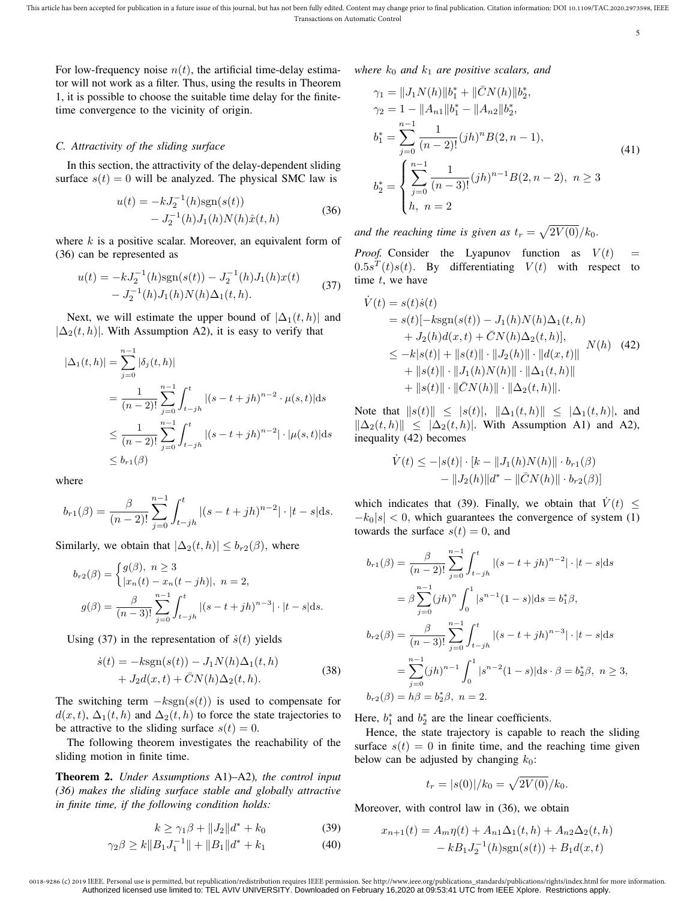For low-frequency noise $n(t)$, the artificial time-delay estimator will not work as a filter. Thus, using the results in Theorem 1, it is possible to choose the suitable time delay for the finite-time convergence to the vicinity of origin.

### C. Attractivity of the sliding surface

In this section, the attractivity of the delay-dependent sliding surface $s(t) = 0$ will be analyzed. The physical SMC law is

$$u(t) = -kJ_2^{-1}(h)\text{sgn}(s(t)) - J_2^{-1}(h)J_1(h)N(h)\hat{x}(t,h) \tag{36}$$

where $k$ is a positive scalar. Moreover, an equivalent form of (36) can be represented as

$$u(t) = -kJ_2^{-1}(h)\text{sgn}(s(t)) - J_2^{-1}(h)J_1(h)x(t) - J_2^{-1}(h)J_1(h)N(h)\Delta_1(t,h). \tag{37}$$

Next, we will estimate the upper bound of $|\Delta_1(t,h)|$ and $|\Delta_2(t,h)|$. With Assumption A2), it is easy to verify that

$$\begin{aligned}
|\Delta_1(t,h)| &= \sum_{j=0}^{n-1} |\delta_j(t,h)| \\
&= \frac{1}{(n-2)!}\sum_{j=0}^{n-1}\int_{t-jh}^{t} |(s-t+jh)^{n-2}\cdot \mu(s,t)|\text{d}s \\
&\leq \frac{1}{(n-2)!}\sum_{j=0}^{n-1}\int_{t-jh}^{t} |(s-t+jh)^{n-2}|\cdot |\mu(s,t)|\text{d}s \\
&\leq b_{r1}(\beta)
\end{aligned}$$

where

$$b_{r1}(\beta) = \frac{\beta}{(n-2)!}\sum_{j=0}^{n-1}\int_{t-jh}^{t} |(s-t+jh)^{n-2}|\cdot |t-s|\text{d}s.$$

Similarly, we obtain that $|\Delta_2(t,h)| \leq b_{r2}(\beta)$, where

$$\begin{aligned}
b_{r2}(\beta) &= \begin{cases} g(\beta), & n \geq 3 \\ |x_n(t) - x_n(t-jh)|, & n = 2, \end{cases} \\
g(\beta) &= \frac{\beta}{(n-3)!}\sum_{j=0}^{n-1}\int_{t-jh}^{t} |(s-t+jh)^{n-3}|\cdot |t-s|\text{d}s.
\end{aligned}$$

Using (37) in the representation of $\dot{s}(t)$ yields

$$\dot{s}(t) = -k\text{sgn}(s(t)) - J_1N(h)\Delta_1(t,h) + J_2 d(x,t) + \bar{C}N(h)\Delta_2(t,h). \tag{38}$$

The switching term $-k\text{sgn}(s(t))$ is used to compensate for $d(x,t)$, $\Delta_1(t,h)$ and $\Delta_2(t,h)$ to force the state trajectories to be attractive to the sliding surface $s(t) = 0$.

The following theorem investigates the reachability of the sliding motion in finite time.

**Theorem 2.** *Under Assumptions* A1)–A2)*, the control input (36) makes the sliding surface stable and globally attractive in finite time, if the following condition holds:*

$$k \geq \gamma_1\beta + \|J_2\|d^* + k_0 \tag{39}$$

$$\gamma_2\beta \geq k\|B_1J_1^{-1}\| + \|B_1\|d^* + k_1 \tag{40}$$

*where $k_0$ and $k_1$ are positive scalars, and*

$$\begin{aligned}
\gamma_1 &= \|J_1N(h)\|b_1^* + \|\bar{C}N(h)\|b_2^*, \\
\gamma_2 &= 1 - \|A_{n1}\|b_1^* - \|A_{n2}\|b_2^*, \\
b_1^* &= \sum_{j=0}^{n-1}\frac{1}{(n-2)!}(jh)^n B(2,n-1), \\
b_2^* &= \begin{cases} \displaystyle\sum_{j=0}^{n-1}\frac{1}{(n-3)!}(jh)^{n-1}B(2,n-2), & n \geq 3 \\ h, & n = 2 \end{cases}
\end{aligned} \tag{41}$$

*and the reaching time is given as $t_r = \sqrt{2V(0)}/k_0$.*

*Proof.* Consider the Lyapunov function as $V(t) = 0.5s^T(t)s(t)$. By differentiating $V(t)$ with respect to time $t$, we have

$$\begin{aligned}
\dot{V}(t) &= s(t)\dot{s}(t) \\
&= s(t)[-k\text{sgn}(s(t)) - J_1(h)N(h)\Delta_1(t,h) \\
&\quad + J_2(h)d(x,t) + \bar{C}N(h)\Delta_2(t,h)], \\
&\leq -k|s(t)| + \|s(t)\|\cdot\|J_2(h)\|\cdot\|d(x,t)\| \\
&\quad + \|s(t)\|\cdot\|J_1(h)N(h)\|\cdot\|\Delta_1(t,h)\| \\
&\quad + \|s(t)\|\cdot\|\bar{C}N(h)\|\cdot\|\Delta_2(t,h)\|.
\end{aligned} \tag{42}$$

Note that $\|s(t)\| \leq |s(t)|$, $\|\Delta_1(t,h)\| \leq |\Delta_1(t,h)|$, and $\|\Delta_2(t,h)\| \leq |\Delta_2(t,h)|$. With Assumption A1) and A2), inequality (42) becomes

$$\dot{V}(t) \leq -|s(t)|\cdot[k - \|J_1(h)N(h)\|\cdot b_{r1}(\beta) - \|J_2(h)\|d^* - \|\bar{C}N(h)\|\cdot b_{r2}(\beta)]$$

which indicates that (39). Finally, we obtain that $\dot{V}(t) \leq -k_0|s| < 0$, which guarantees the convergence of system (1) towards the surface $s(t) = 0$, and

$$\begin{aligned}
b_{r1}(\beta) &= \frac{\beta}{(n-2)!}\sum_{j=0}^{n-1}\int_{t-jh}^{t}|(s-t+jh)^{n-2}|\cdot|t-s|\text{d}s \\
&= \beta\sum_{j=0}^{n-1}(jh)^n\int_0^1|s^{n-1}(1-s)|\text{d}s = b_1^*\beta, \\
b_{r2}(\beta) &= \frac{\beta}{(n-3)!}\sum_{j=0}^{n-1}\int_{t-jh}^{t}|(s-t+jh)^{n-3}|\cdot|t-s|\text{d}s \\
&= \sum_{j=0}^{n-1}(jh)^{n-1}\int_0^1|s^{n-2}(1-s)|\text{d}s\cdot\beta = b_2^*\beta, \ n \geq 3, \\
b_{r2}(\beta) &= h\beta = b_2^*\beta, \ n = 2.
\end{aligned}$$

Here, $b_1^*$ and $b_2^*$ are the linear coefficients.

Hence, the state trajectory is capable to reach the sliding surface $s(t) = 0$ in finite time, and the reaching time given below can be adjusted by changing $k_0$:

$$t_r = |s(0)|/k_0 = \sqrt{2V(0)}/k_0.$$

Moreover, with control law in (36), we obtain

$$x_{n+1}(t) = A_m\eta(t) + A_{n1}\Delta_1(t,h) + A_{n2}\Delta_2(t,h) - kB_1J_2^{-1}(h)\text{sgn}(s(t)) + B_1d(x,t)$$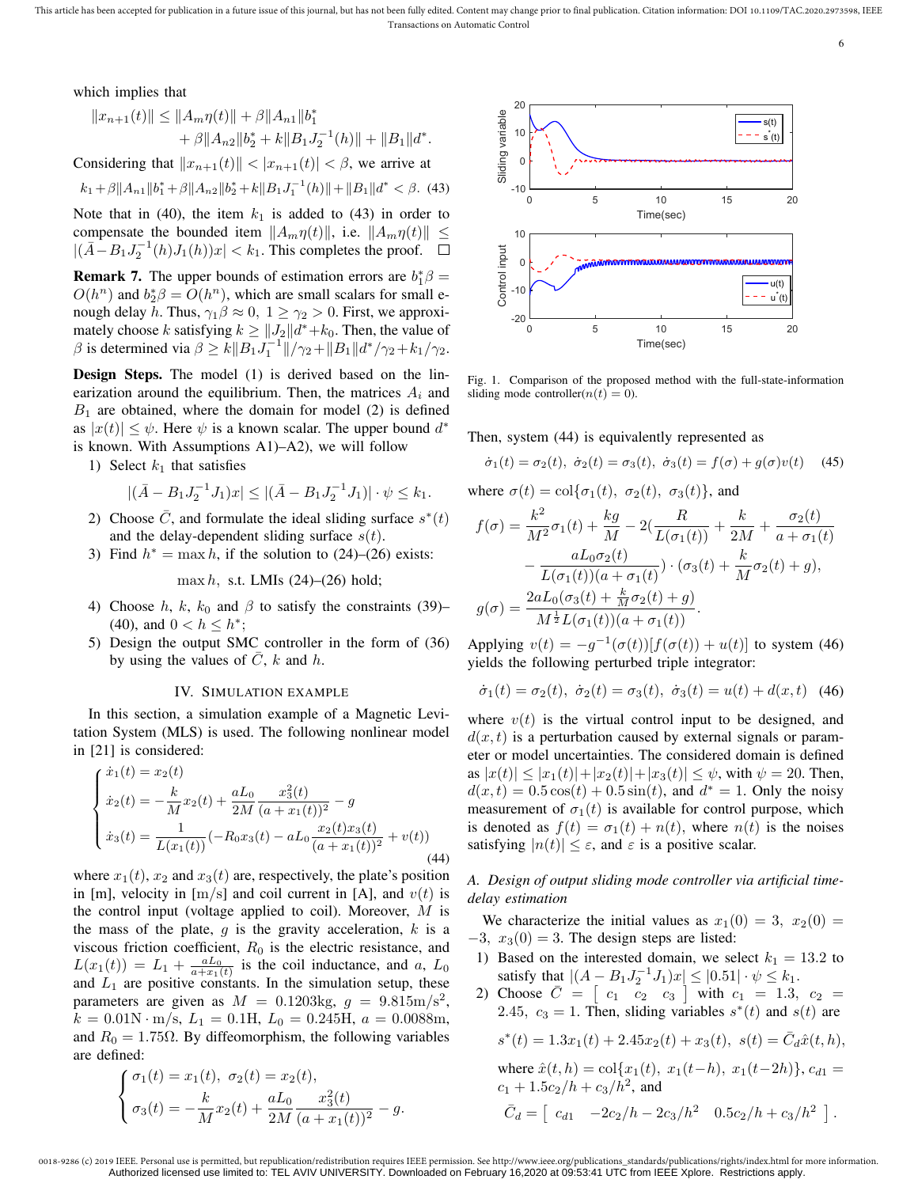which implies that

$$\|x_{n+1}(t)\| \le \|A_m\eta(t)\| + \beta\|A_{n1}\|b_1^* + \beta\|A_{n2}\|b_2^* + k\|B_1 J_2^{-1}(h)\| + \|B_1\|d^*.$$

Considering that $\|x_{n+1}(t)\| < |x_{n+1}(t)| < \beta$, we arrive at

$$k_1 + \beta\|A_{n1}\|b_1^* + \beta\|A_{n2}\|b_2^* + k\|B_1 J_1^{-1}(h)\| + \|B_1\|d^* < \beta. \quad (43)$$

Note that in (40), the item $k_1$ is added to (43) in order to compensate the bounded item $\|A_m\eta(t)\|$, i.e. $\|A_m\eta(t)\| \le |(\bar{A} - B_1 J_2^{-1}(h)J_1(h))x| < k_1$. This completes the proof. □

**Remark 7.** The upper bounds of estimation errors are $b_1^*\beta = O(h^n)$ and $b_2^*\beta = O(h^n)$, which are small scalars for small enough delay $h$. Thus, $\gamma_1\beta \approx 0$, $1 \ge \gamma_2 > 0$. First, we approximately choose $k$ satisfying $k \ge \|J_2\|d^* + k_0$. Then, the value of $\beta$ is determined via $\beta \ge k\|B_1 J_1^{-1}\|/\gamma_2 + \|B_1\|d^*/\gamma_2 + k_1/\gamma_2$.

**Design Steps.** The model (1) is derived based on the linearization around the equilibrium. Then, the matrices $A_i$ and $B_1$ are obtained, where the domain for model (2) is defined as $|x(t)| \le \psi$. Here $\psi$ is a known scalar. The upper bound $d^*$ is known. With Assumptions A1)–A2), we will follow

1) Select $k_1$ that satisfies
$$|(\bar{A} - B_1 J_2^{-1} J_1)x| \le |(\bar{A} - B_1 J_2^{-1} J_1)| \cdot \psi \le k_1.$$
2) Choose $\bar{C}$, and formulate the ideal sliding surface $s^*(t)$ and the delay-dependent sliding surface $s(t)$.
3) Find $h^* = \max h$, if the solution to (24)–(26) exists:
$$\max h, \text{ s.t. LMIs (24)–(26) hold;}$$
4) Choose $h$, $k$, $k_0$ and $\beta$ to satisfy the constraints (39)–(40), and $0 < h \le h^*$;
5) Design the output SMC controller in the form of (36) by using the values of $\bar{C}$, $k$ and $h$.

## IV. Simulation Example

In this section, a simulation example of a Magnetic Levitation System (MLS) is used. The following nonlinear model in [21] is considered:

$$\begin{cases} \dot{x}_1(t) = x_2(t) \\ \dot{x}_2(t) = -\dfrac{k}{M}x_2(t) + \dfrac{aL_0}{2M}\dfrac{x_3^2(t)}{(a + x_1(t))^2} - g \\ \dot{x}_3(t) = \dfrac{1}{L(x_1(t))}\left(-R_0 x_3(t) - aL_0\dfrac{x_2(t)x_3(t)}{(a + x_1(t))^2} + v(t)\right) \end{cases} \quad (44)$$

where $x_1(t)$, $x_2$ and $x_3(t)$ are, respectively, the plate's position in [m], velocity in [m/s] and coil current in [A], and $v(t)$ is the control input (voltage applied to coil). Moreover, $M$ is the mass of the plate, $g$ is the gravity acceleration, $k$ is a viscous friction coefficient, $R_0$ is the electric resistance, and $L(x_1(t)) = L_1 + \frac{aL_0}{a + x_1(t)}$ is the coil inductance, and $a$, $L_0$ and $L_1$ are positive constants. In the simulation setup, these parameters are given as $M = 0.1203$kg, $g = 9.815\text{m/s}^2$, $k = 0.01\text{N}\cdot\text{m/s}$, $L_1 = 0.1$H, $L_0 = 0.245$H, $a = 0.0088$m, and $R_0 = 1.75\Omega$. By diffeomorphism, the following variables are defined:

$$\begin{cases} \sigma_1(t) = x_1(t), \ \sigma_2(t) = x_2(t), \\ \sigma_3(t) = -\dfrac{k}{M}x_2(t) + \dfrac{aL_0}{2M}\dfrac{x_3^2(t)}{(a + x_1(t))^2} - g. \end{cases}$$

Fig. 1. Comparison of the proposed method with the full-state-information sliding mode controller($n(t) = 0$).

Then, system (44) is equivalently represented as

$$\dot{\sigma}_1(t) = \sigma_2(t), \ \dot{\sigma}_2(t) = \sigma_3(t), \ \dot{\sigma}_3(t) = f(\sigma) + g(\sigma)v(t) \quad (45)$$

where $\sigma(t) = \text{col}\{\sigma_1(t), \ \sigma_2(t), \ \sigma_3(t)\}$, and

$$f(\sigma) = \frac{k^2}{M^2}\sigma_1(t) + \frac{kg}{M} - 2\Big(\frac{R}{L(\sigma_1(t))} + \frac{k}{2M} + \frac{\sigma_2(t)}{a + \sigma_1(t)} - \frac{aL_0\sigma_2(t)}{L(\sigma_1(t))(a + \sigma_1(t))}\Big) \cdot (\sigma_3(t) + \frac{k}{M}\sigma_2(t) + g),$$

$$g(\sigma) = \frac{2aL_0(\sigma_3(t) + \frac{k}{M}\sigma_2(t) + g)}{M^{\frac{1}{2}}L(\sigma_1(t))(a + \sigma_1(t))}.$$

Applying $v(t) = -g^{-1}(\sigma(t))[f(\sigma(t)) + u(t)]$ to system (46) yields the following perturbed triple integrator:

$$\dot{\sigma}_1(t) = \sigma_2(t), \ \dot{\sigma}_2(t) = \sigma_3(t), \ \dot{\sigma}_3(t) = u(t) + d(x, t) \quad (46)$$

where $v(t)$ is the virtual control input to be designed, and $d(x, t)$ is a perturbation caused by external signals or parameter or model uncertainties. The considered domain is defined as $|x(t)| \le |x_1(t)| + |x_2(t)| + |x_3(t)| \le \psi$, with $\psi = 20$. Then, $d(x, t) = 0.5\cos(t) + 0.5\sin(t)$, and $d^* = 1$. Only the noisy measurement of $\sigma_1(t)$ is available for control purpose, which is denoted as $f(t) = \sigma_1(t) + n(t)$, where $n(t)$ is the noises satisfying $|n(t)| \le \varepsilon$, and $\varepsilon$ is a positive scalar.

### A. Design of output sliding mode controller via artificial time-delay estimation

We characterize the initial values as $x_1(0) = 3$, $x_2(0) = -3$, $x_3(0) = 3$. The design steps are listed:

1) Based on the interested domain, we select $k_1 = 13.2$ to satisfy that $|(A - B_1 J_2^{-1} J_1)x| \le |0.51| \cdot \psi \le k_1$.
2) Choose $\bar{C} = \begin{bmatrix} c_1 & c_2 & c_3 \end{bmatrix}$ with $c_1 = 1.3$, $c_2 = 2.45$, $c_3 = 1$. Then, sliding variables $s^*(t)$ and $s(t)$ are
$$s^*(t) = 1.3x_1(t) + 2.45x_2(t) + x_3(t), \ s(t) = \bar{C}_d\hat{x}(t, h),$$
where $\hat{x}(t, h) = \text{col}\{x_1(t), \ x_1(t-h), \ x_1(t-2h)\}$, $c_{d1} = c_1 + 1.5c_2/h + c_3/h^2$, and
$$\bar{C}_d = \begin{bmatrix} c_{d1} & -2c_2/h - 2c_3/h^2 & 0.5c_2/h + c_3/h^2 \end{bmatrix}.$$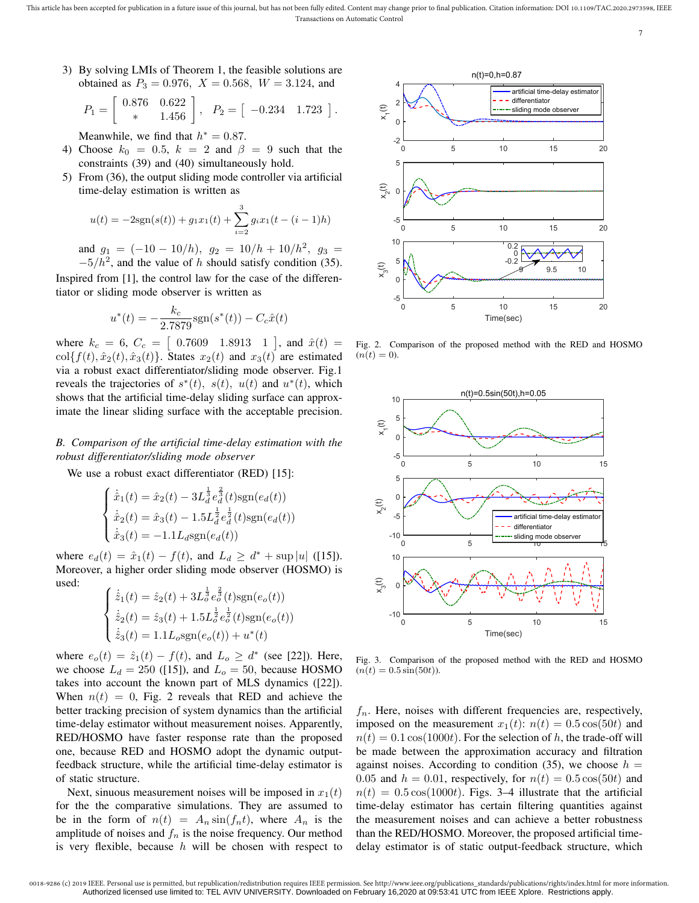3) By solving LMIs of Theorem 1, the feasible solutions are obtained as $P_3 = 0.976$, $X = 0.568$, $W = 3.124$, and

$$P_1 = \begin{bmatrix} 0.876 & 0.622 \\ * & 1.456 \end{bmatrix}, \quad P_2 = \begin{bmatrix} -0.234 & 1.723 \end{bmatrix}.$$

Meanwhile, we find that $h^* = 0.87$.

4) Choose $k_0 = 0.5$, $k = 2$ and $\beta = 9$ such that the constraints (39) and (40) simultaneously hold.

5) From (36), the output sliding mode controller via artificial time-delay estimation is written as

$$u(t) = -2\mathrm{sgn}(s(t)) + g_1 x_1(t) + \sum_{i=2}^{3} g_i x_1(t-(i-1)h)$$

and $g_1 = (-10 - 10/h)$, $g_2 = 10/h + 10/h^2$, $g_3 = -5/h^2$, and the value of $h$ should satisfy condition (35).

Inspired from [1], the control law for the case of the differentiator or sliding mode observer is written as

$$u^*(t) = -\frac{k_c}{2.7879}\mathrm{sgn}(s^*(t)) - C_c\hat{x}(t)$$

where $k_c = 6$, $C_c = \begin{bmatrix} 0.7609 & 1.8913 & 1 \end{bmatrix}$, and $\hat{x}(t) = \mathrm{col}\{f(t), \hat{x}_2(t), \hat{x}_3(t)\}$. States $x_2(t)$ and $x_3(t)$ are estimated via a robust exact differentiator/sliding mode observer. Fig.1 reveals the trajectories of $s^*(t)$, $s(t)$, $u(t)$ and $u^*(t)$, which shows that the artificial time-delay sliding surface can approximate the linear sliding surface with the acceptable precision.

### B. Comparison of the artificial time-delay estimation with the robust differentiator/sliding mode observer

We use a robust exact differentiator (RED) [15]:

$$\begin{cases} \dot{\hat{x}}_1(t) = \hat{x}_2(t) - 3L_d^{\frac{1}{3}} e_d^{\frac{2}{3}}(t)\mathrm{sgn}(e_d(t)) \\ \dot{\hat{x}}_2(t) = \hat{x}_3(t) - 1.5L_d^{\frac{1}{2}} e_d^{\frac{1}{2}}(t)\mathrm{sgn}(e_d(t)) \\ \dot{\hat{x}}_3(t) = -1.1L_d \mathrm{sgn}(e_d(t)) \end{cases}$$

where $e_d(t) = \hat{x}_1(t) - f(t)$, and $L_d \geq d^* + \sup|u|$ ([15]). Moreover, a higher order sliding mode observer (HOSMO) is used:

$$\begin{cases} \dot{\hat{z}}_1(t) = \hat{z}_2(t) + 3L_o^{\frac{1}{3}} e_o^{\frac{2}{3}}(t)\mathrm{sgn}(e_o(t)) \\ \dot{\hat{z}}_2(t) = \hat{z}_3(t) + 1.5L_o^{\frac{1}{2}} e_o^{\frac{1}{2}}(t)\mathrm{sgn}(e_o(t)) \\ \dot{\hat{z}}_3(t) = 1.1L_o \mathrm{sgn}(e_o(t)) + u^*(t) \end{cases}$$

where $e_o(t) = \hat{z}_1(t) - f(t)$, and $L_o \geq d^*$ (see [22]). Here, we choose $L_d = 250$ ([15]), and $L_o = 50$, because HOSMO takes into account the known part of MLS dynamics ([22]). When $n(t) = 0$, Fig. 2 reveals that RED and achieve the better tracking precision of system dynamics than the artificial time-delay estimator without measurement noises. Apparently, RED/HOSMO have faster response rate than the proposed one, because RED and HOSMO adopt the dynamic output-feedback structure, while the artificial time-delay estimator is of static structure.

Next, sinuous measurement noises will be imposed in $x_1(t)$ for the the comparative simulations. They are assumed to be in the form of $n(t) = A_n \sin(f_n t)$, where $A_n$ is the amplitude of noises and $f_n$ is the noise frequency. Our method is very flexible, because $h$ will be chosen with respect to $f_n$. Here, noises with different frequencies are, respectively, imposed on the measurement $x_1(t)$: $n(t) = 0.5\cos(50t)$ and $n(t) = 0.1\cos(1000t)$. For the selection of $h$, the trade-off will be made between the approximation accuracy and filtration against noises. According to condition (35), we choose $h = 0.05$ and $h = 0.01$, respectively, for $n(t) = 0.5\cos(50t)$ and $n(t) = 0.5\cos(1000t)$. Figs. 3–4 illustrate that the artificial time-delay estimator has certain filtering quantities against the measurement noises and can achieve a better robustness than the RED/HOSMO. Moreover, the proposed artificial time-delay estimator is of static output-feedback structure, which

Fig. 2. Comparison of the proposed method with the RED and HOSMO ($n(t) = 0$).

Fig. 3. Comparison of the proposed method with the RED and HOSMO ($n(t) = 0.5\sin(50t)$).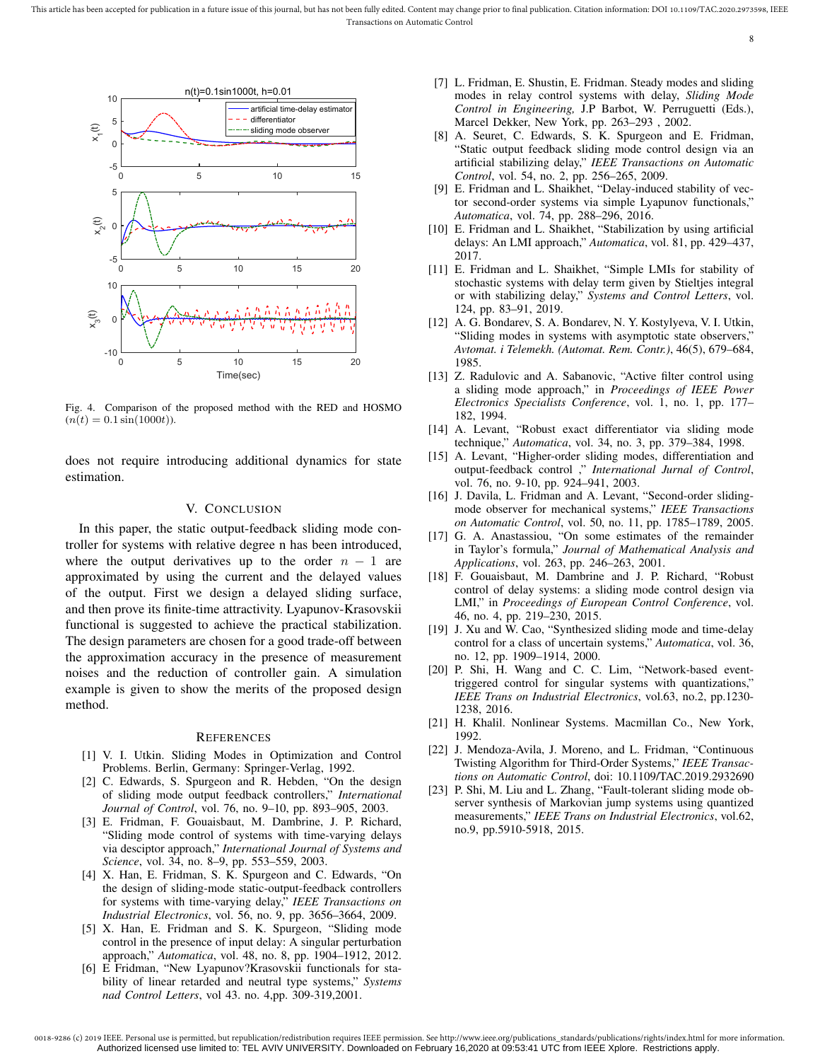n(t)=0.1sin1000t, h=0.01

artificial time-delay estimator
differentiator
sliding mode observer

$x_1(t)$

10
5
0
-5
0 5 10 15

$x_2(t)$

5
0
-5
0 5 10 15 20

$x_3(t)$

10
0
-10
0 5 10 15 20

Time(sec)

Fig. 4. Comparison of the proposed method with the RED and HOSMO ($n(t) = 0.1\sin(1000t)$).

does not require introducing additional dynamics for state estimation.

## V. Conclusion

In this paper, the static output-feedback sliding mode controller for systems with relative degree n has been introduced, where the output derivatives up to the order $n-1$ are approximated by using the current and the delayed values of the output. First we design a delayed sliding surface, and then prove its finite-time attractivity. Lyapunov-Krasovskii functional is suggested to achieve the practical stabilization. The design parameters are chosen for a good trade-off between the approximation accuracy in the presence of measurement noises and the reduction of controller gain. A simulation example is given to show the merits of the proposed design method.

## References

[1] V. I. Utkin. Sliding Modes in Optimization and Control Problems. Berlin, Germany: Springer-Verlag, 1992.

[2] C. Edwards, S. Spurgeon and R. Hebden, "On the design of sliding mode output feedback controllers," *International Journal of Control*, vol. 76, no. 9–10, pp. 893–905, 2003.

[3] E. Fridman, F. Gouaisbaut, M. Dambrine, J. P. Richard, "Sliding mode control of systems with time-varying delays via desciptor approach," *International Journal of Systems and Science*, vol. 34, no. 8–9, pp. 553–559, 2003.

[4] X. Han, E. Fridman, S. K. Spurgeon and C. Edwards, "On the design of sliding-mode static-output-feedback controllers for systems with time-varying delay," *IEEE Transactions on Industrial Electronics*, vol. 56, no. 9, pp. 3656–3664, 2009.

[5] X. Han, E. Fridman and S. K. Spurgeon, "Sliding mode control in the presence of input delay: A singular perturbation approach," *Automatica*, vol. 48, no. 8, pp. 1904–1912, 2012.

[6] E Fridman, "New Lyapunov?Krasovskii functionals for stability of linear retarded and neutral type systems," *Systems nad Control Letters*, vol 43. no. 4,pp. 309-319,2001.

[7] L. Fridman, E. Shustin, E. Fridman. Steady modes and sliding modes in relay control systems with delay, *Sliding Mode Control in Engineering,* J.P Barbot, W. Perruguetti (Eds.), Marcel Dekker, New York, pp. 263–293 , 2002.

[8] A. Seuret, C. Edwards, S. K. Spurgeon and E. Fridman, "Static output feedback sliding mode control design via an artificial stabilizing delay," *IEEE Transactions on Automatic Control*, vol. 54, no. 2, pp. 256–265, 2009.

[9] E. Fridman and L. Shaikhet, "Delay-induced stability of vector second-order systems via simple Lyapunov functionals," *Automatica*, vol. 74, pp. 288–296, 2016.

[10] E. Fridman and L. Shaikhet, "Stabilization by using artificial delays: An LMI approach," *Automatica*, vol. 81, pp. 429–437, 2017.

[11] E. Fridman and L. Shaikhet, "Simple LMIs for stability of stochastic systems with delay term given by Stieltjes integral or with stabilizing delay," *Systems and Control Letters*, vol. 124, pp. 83–91, 2019.

[12] A. G. Bondarev, S. A. Bondarev, N. Y. Kostylyeva, V. I. Utkin, "Sliding modes in systems with asymptotic state observers," *Avtomat. i Telemekh. (Automat. Rem. Contr.)*, 46(5), 679–684, 1985.

[13] Z. Radulovic and A. Sabanovic, "Active filter control using a sliding mode approach," in *Proceedings of IEEE Power Electronics Specialists Conference*, vol. 1, no. 1, pp. 177–182, 1994.

[14] A. Levant, "Robust exact differentiator via sliding mode technique," *Automatica*, vol. 34, no. 3, pp. 379–384, 1998.

[15] A. Levant, "Higher-order sliding modes, differentiation and output-feedback control ," *International Jurnal of Control*, vol. 76, no. 9-10, pp. 924–941, 2003.

[16] J. Davila, L. Fridman and A. Levant, "Second-order sliding-mode observer for mechanical systems," *IEEE Transactions on Automatic Control*, vol. 50, no. 11, pp. 1785–1789, 2005.

[17] G. A. Anastassiou, "On some estimates of the remainder in Taylor's formula," *Journal of Mathematical Analysis and Applications*, vol. 263, pp. 246–263, 2001.

[18] F. Gouaisbaut, M. Dambrine and J. P. Richard, "Robust control of delay systems: a sliding mode control design via LMI," in *Proceedings of European Control Conference*, vol. 46, no. 4, pp. 219–230, 2015.

[19] J. Xu and W. Cao, "Synthesized sliding mode and time-delay control for a class of uncertain systems," *Automatica*, vol. 36, no. 12, pp. 1909–1914, 2000.

[20] P. Shi, H. Wang and C. C. Lim, "Network-based event-triggered control for singular systems with quantizations," *IEEE Trans on Industrial Electronics*, vol.63, no.2, pp.1230-1238, 2016.

[21] H. Khalil. Nonlinear Systems. Macmillan Co., New York, 1992.

[22] J. Mendoza-Avila, J. Moreno, and L. Fridman, "Continuous Twisting Algorithm for Third-Order Systems," *IEEE Transactions on Automatic Control*, doi: 10.1109/TAC.2019.2932690

[23] P. Shi, M. Liu and L. Zhang, "Fault-tolerant sliding mode observer synthesis of Markovian jump systems using quantized measurements," *IEEE Trans on Industrial Electronics*, vol.62, no.9, pp.5910-5918, 2015.